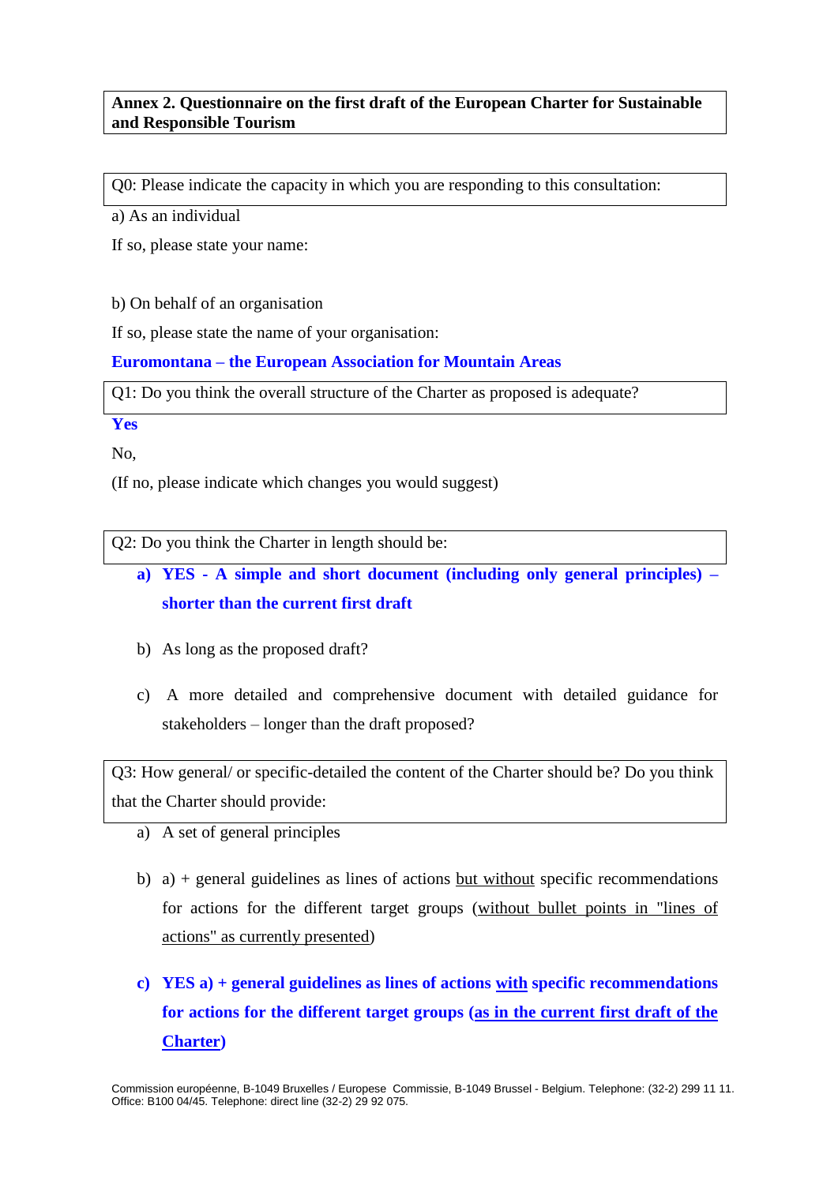**Annex 2. Questionnaire on the first draft of the European Charter for Sustainable and Responsible Tourism**

Q0: Please indicate the capacity in which you are responding to this consultation:

a) As an individual

If so, please state your name:

b) On behalf of an organisation

If so, please state the name of your organisation:

**Euromontana – the European Association for Mountain Areas**

Q1: Do you think the overall structure of the Charter as proposed is adequate?

**Yes**

No,

(If no, please indicate which changes you would suggest)

Q2: Do you think the Charter in length should be:

a) **YES - A simple and short document (including only general principles) – shorter than the current first draft**

b) As long as the proposed draft?

c) A more detailed and comprehensive document with detailed guidance for stakeholders – longer than the draft proposed?

Q3: How general/ or specific-detailed the content of the Charter should be? Do you think that the Charter should provide:

a) A set of general principles

b) a) + general guidelines as lines of actions but without specific recommendations for actions for the different target groups (without bullet points in "lines of actions" as currently presented)

c) **YES a) + general guidelines as lines of actions with specific recommendations for actions for the different target groups (as in the current first draft of the Charter)**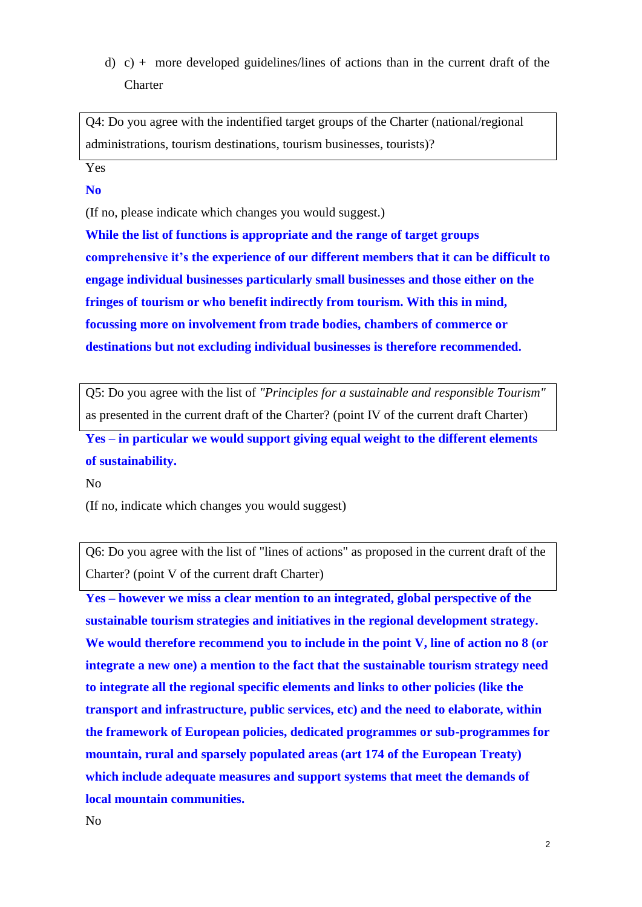d) c) + more developed guidelines/lines of actions than in the current draft of the Charter

Q4: Do you agree with the indentified target groups of the Charter (national/regional administrations, tourism destinations, tourism businesses, tourists)?

Yes

**No**

(If no, please indicate which changes you would suggest.)

**While the list of functions is appropriate and the range of target groups comprehensive it's the experience of our different members that it can be difficult to engage individual businesses particularly small businesses and those either on the fringes of tourism or who benefit indirectly from tourism. With this in mind, focussing more on involvement from trade bodies, chambers of commerce or destinations but not excluding individual businesses is therefore recommended.**

Q5: Do you agree with the list of *"Principles for a sustainable and responsible Tourism"* as presented in the current draft of the Charter? (point IV of the current draft Charter)

**Yes – in particular we would support giving equal weight to the different elements of sustainability.**

No

(If no, indicate which changes you would suggest)

Q6: Do you agree with the list of "lines of actions" as proposed in the current draft of the Charter? (point V of the current draft Charter)

**Yes – however we miss a clear mention to an integrated, global perspective of the sustainable tourism strategies and initiatives in the regional development strategy. We would therefore recommend you to include in the point V, line of action no 8 (or integrate a new one) a mention to the fact that the sustainable tourism strategy need to integrate all the regional specific elements and links to other policies (like the transport and infrastructure, public services, etc) and the need to elaborate, within the framework of European policies, dedicated programmes or sub-programmes for mountain, rural and sparsely populated areas (art 174 of the European Treaty) which include adequate measures and support systems that meet the demands of local mountain communities.**

No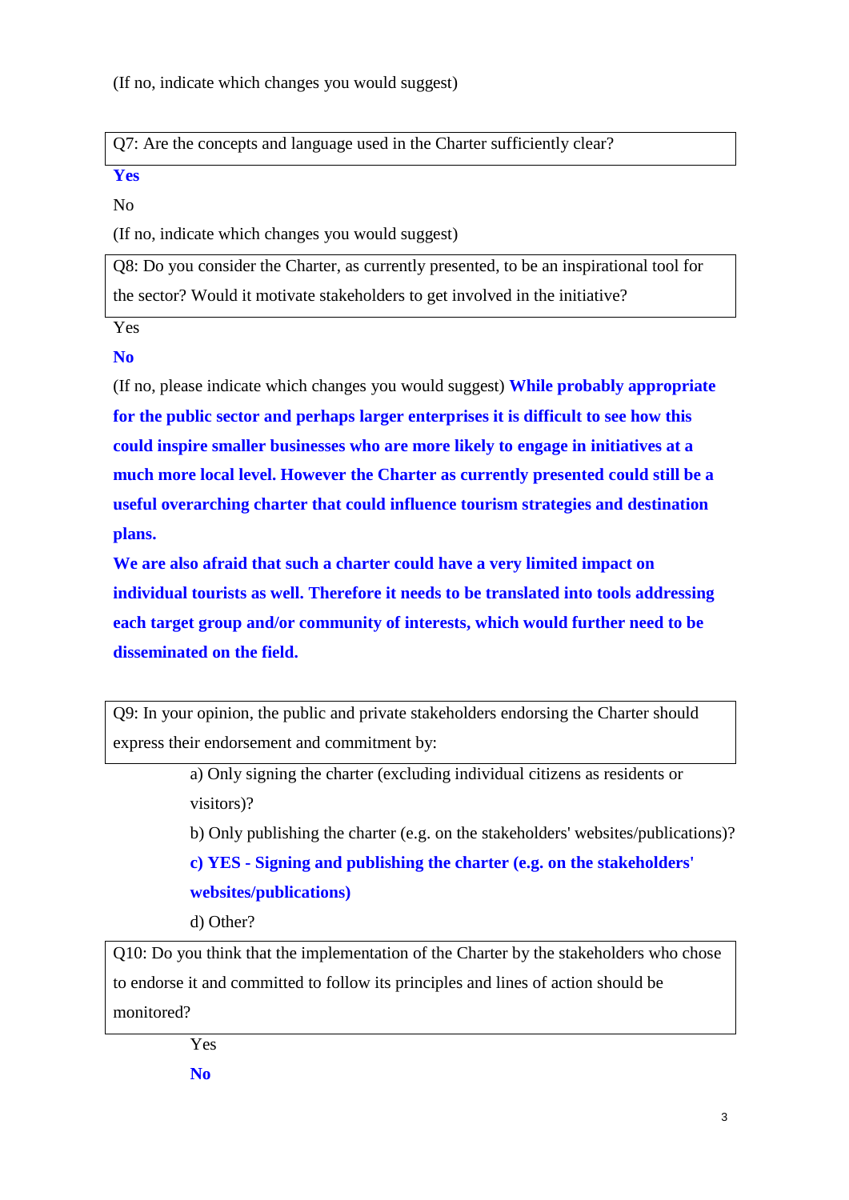(If no, indicate which changes you would suggest)

Q7: Are the concepts and language used in the Charter sufficiently clear?

**Yes**

No

(If no, indicate which changes you would suggest)

Q8: Do you consider the Charter, as currently presented, to be an inspirational tool for the sector? Would it motivate stakeholders to get involved in the initiative?

Yes

**No**

(If no, please indicate which changes you would suggest) **While probably appropriate for the public sector and perhaps larger enterprises it is difficult to see how this could inspire smaller businesses who are more likely to engage in initiatives at a much more local level. However the Charter as currently presented could still be a useful overarching charter that could influence tourism strategies and destination plans.**

**We are also afraid that such a charter could have a very limited impact on individual tourists as well. Therefore it needs to be translated into tools addressing each target group and/or community of interests, which would further need to be disseminated on the field.**

Q9: In your opinion, the public and private stakeholders endorsing the Charter should express their endorsement and commitment by:

a) Only signing the charter (excluding individual citizens as residents or visitors)?

b) Only publishing the charter (e.g. on the stakeholders' websites/publications)?

**c) YES - Signing and publishing the charter (e.g. on the stakeholders' websites/publications)**

d) Other?

Q10: Do you think that the implementation of the Charter by the stakeholders who chose to endorse it and committed to follow its principles and lines of action should be monitored?

Yes

**No**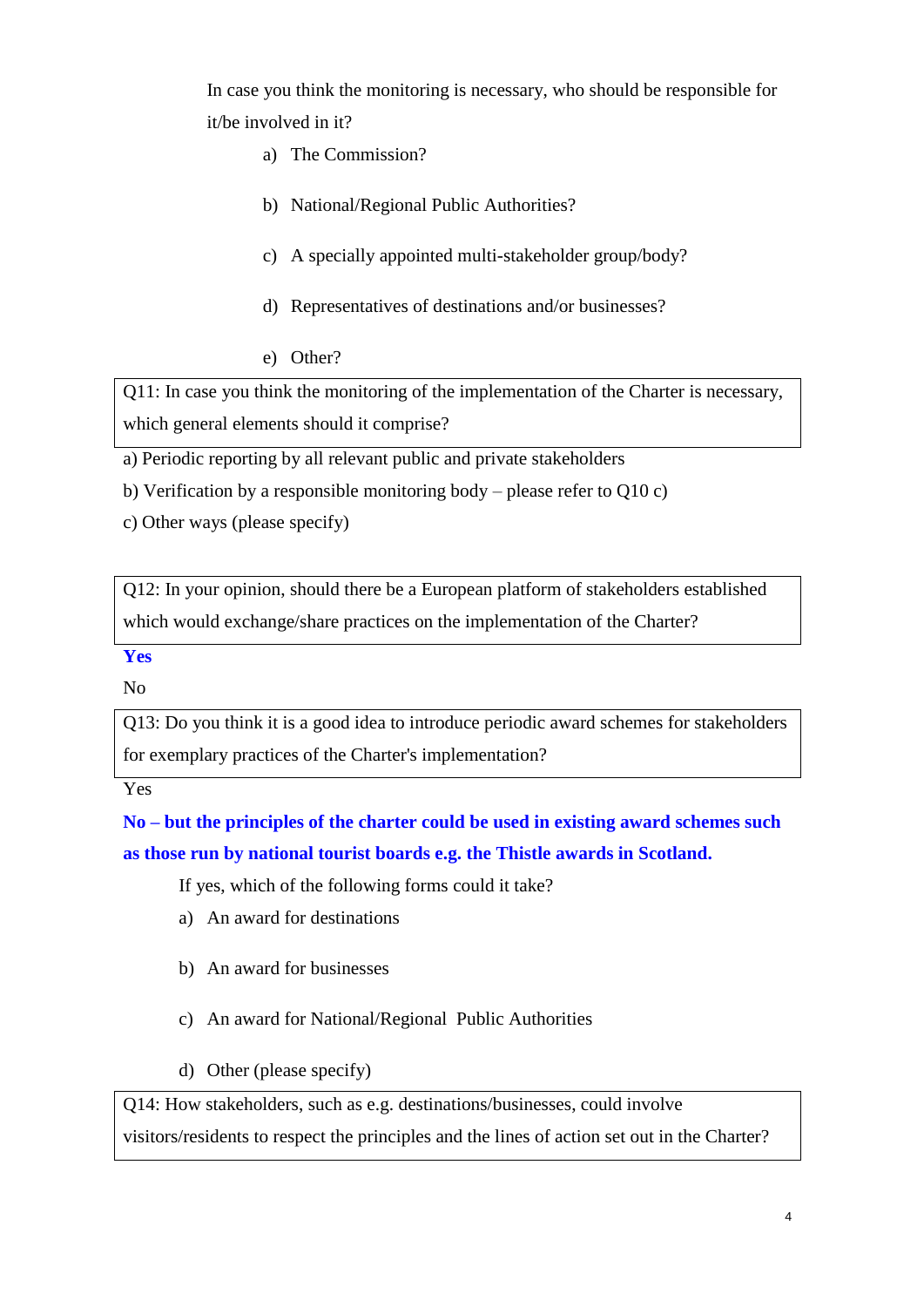In case you think the monitoring is necessary, who should be responsible for it/be involved in it?

a) The Commission?

b) National/Regional Public Authorities?

c) A specially appointed multi-stakeholder group/body?

d) Representatives of destinations and/or businesses?

e) Other?

Q11: In case you think the monitoring of the implementation of the Charter is necessary, which general elements should it comprise?

a) Periodic reporting by all relevant public and private stakeholders

b) Verification by a responsible monitoring body – please refer to Q10 c)

c) Other ways (please specify)

Q12: In your opinion, should there be a European platform of stakeholders established which would exchange/share practices on the implementation of the Charter?

**Yes**

No

Q13: Do you think it is a good idea to introduce periodic award schemes for stakeholders for exemplary practices of the Charter's implementation?

Yes

**No – but the principles of the charter could be used in existing award schemes such as those run by national tourist boards e.g. the Thistle awards in Scotland.**

If yes, which of the following forms could it take?

a) An award for destinations

b) An award for businesses

c) An award for National/Regional Public Authorities

d) Other (please specify)

Q14: How stakeholders, such as e.g. destinations/businesses, could involve visitors/residents to respect the principles and the lines of action set out in the Charter?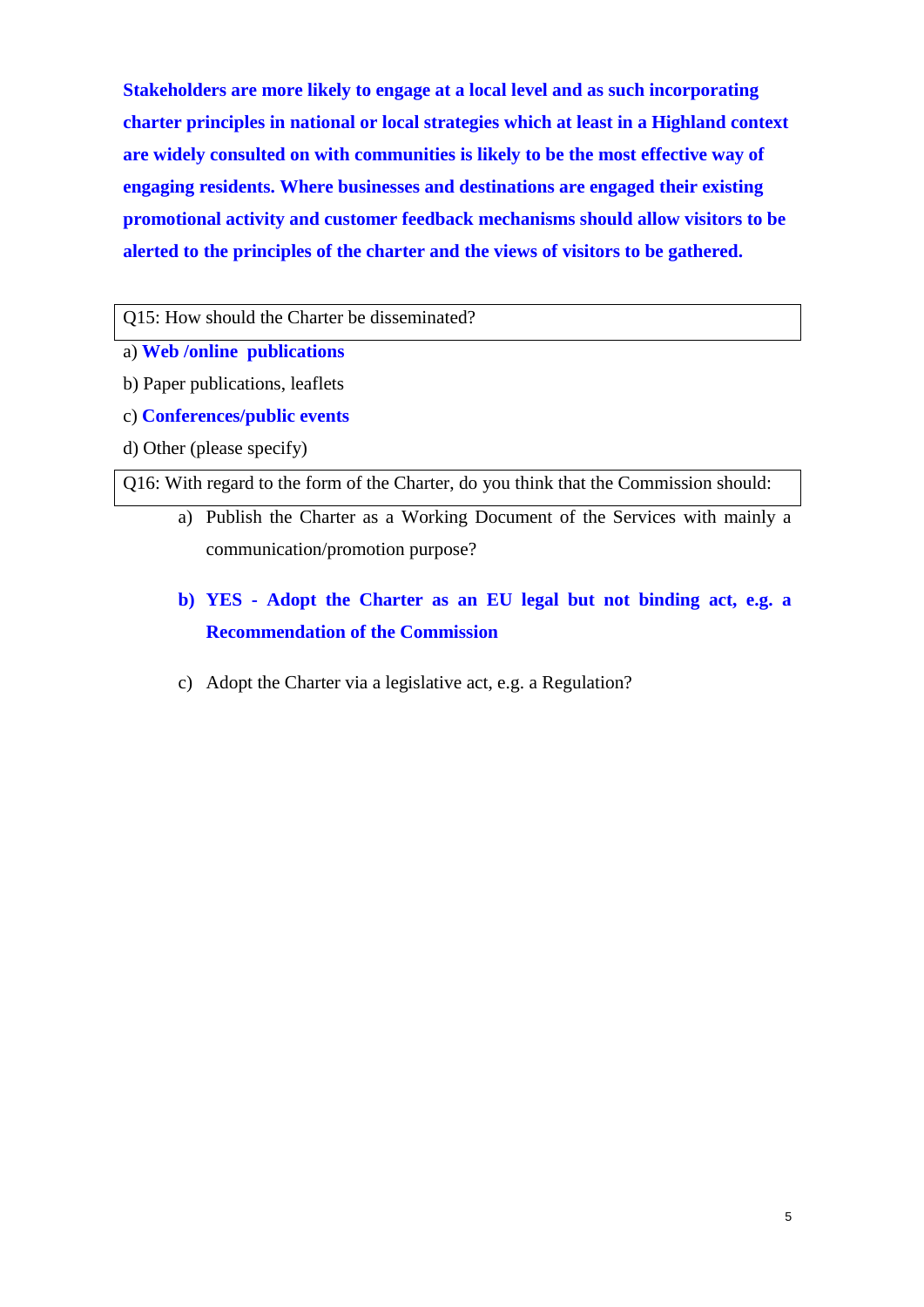**Stakeholders are more likely to engage at a local level and as such incorporating charter principles in national or local strategies which at least in a Highland context are widely consulted on with communities is likely to be the most effective way of engaging residents. Where businesses and destinations are engaged their existing promotional activity and customer feedback mechanisms should allow visitors to be alerted to the principles of the charter and the views of visitors to be gathered.**

Q15: How should the Charter be disseminated?

a) **Web /online publications**

b) Paper publications, leaflets

c) **Conferences/public events**

d) Other (please specify)

Q16: With regard to the form of the Charter, do you think that the Commission should:

a) Publish the Charter as a Working Document of the Services with mainly a communication/promotion purpose?

**b) YES - Adopt the Charter as an EU legal but not binding act, e.g. a Recommendation of the Commission**

c) Adopt the Charter via a legislative act, e.g. a Regulation?